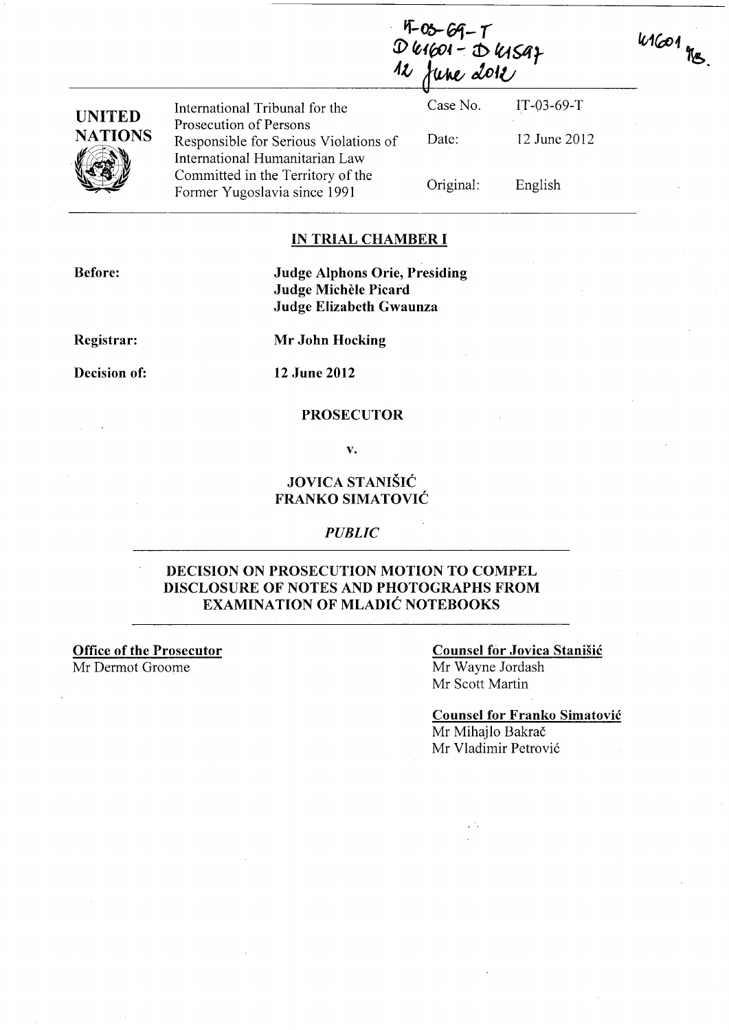IT-03-69-T
D41601 - D41597
12 June 2012

41601 MB.

| | | | |
|---|---|---|---|
| **UNITED NATIONS** | International Tribunal for the Prosecution of Persons Responsible for Serious Violations of International Humanitarian Law Committed in the Territory of the Former Yugoslavia since 1991 | Case No. | IT-03-69-T |
| | | Date: | 12 June 2012 |
| | | Original: | English |

## IN TRIAL CHAMBER I

**Before:** **Judge Alphons Orie, Presiding**
**Judge Michèle Picard**
**Judge Elizabeth Gwaunza**

**Registrar:** **Mr John Hocking**

**Decision of:** **12 June 2012**

**PROSECUTOR**

**v.**

**JOVICA STANIŠIĆ**
**FRANKO SIMATOVIĆ**

*PUBLIC*

## DECISION ON PROSECUTION MOTION TO COMPEL DISCLOSURE OF NOTES AND PHOTOGRAPHS FROM EXAMINATION OF MLADIĆ NOTEBOOKS

**Office of the Prosecutor**
Mr Dermot Groome

**Counsel for Jovica Stanišić**
Mr Wayne Jordash
Mr Scott Martin

**Counsel for Franko Simatović**
Mr Mihajlo Bakrač
Mr Vladimir Petrović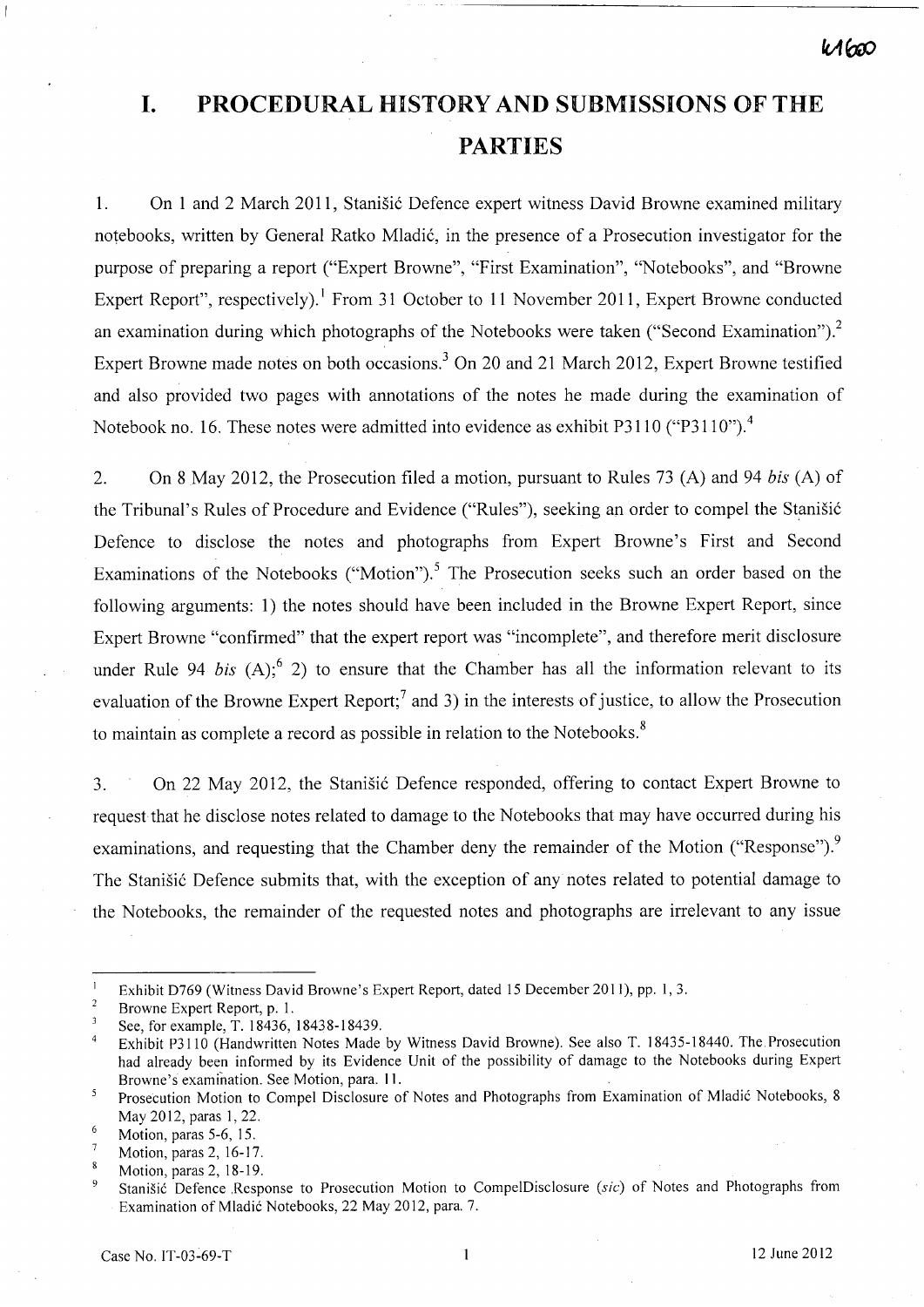# I. PROCEDURAL HISTORY AND SUBMISSIONS OF THE PARTIES

1. On 1 and 2 March 2011, Stanišić Defence expert witness David Browne examined military notebooks, written by General Ratko Mladić, in the presence of a Prosecution investigator for the purpose of preparing a report ("Expert Browne", "First Examination", "Notebooks", and "Browne Expert Report", respectively).[1] From 31 October to 11 November 2011, Expert Browne conducted an examination during which photographs of the Notebooks were taken ("Second Examination").[2] Expert Browne made notes on both occasions.[3] On 20 and 21 March 2012, Expert Browne testified and also provided two pages with annotations of the notes he made during the examination of Notebook no. 16. These notes were admitted into evidence as exhibit P3110 ("P3110").[4]

2. On 8 May 2012, the Prosecution filed a motion, pursuant to Rules 73 (A) and 94 *bis* (A) of the Tribunal's Rules of Procedure and Evidence ("Rules"), seeking an order to compel the Stanišić Defence to disclose the notes and photographs from Expert Browne's First and Second Examinations of the Notebooks ("Motion").[5] The Prosecution seeks such an order based on the following arguments: 1) the notes should have been included in the Browne Expert Report, since Expert Browne "confirmed" that the expert report was "incomplete", and therefore merit disclosure under Rule 94 *bis* (A);[6] 2) to ensure that the Chamber has all the information relevant to its evaluation of the Browne Expert Report;[7] and 3) in the interests of justice, to allow the Prosecution to maintain as complete a record as possible in relation to the Notebooks.[8]

3. On 22 May 2012, the Stanišić Defence responded, offering to contact Expert Browne to request that he disclose notes related to damage to the Notebooks that may have occurred during his examinations, and requesting that the Chamber deny the remainder of the Motion ("Response").[9] The Stanišić Defence submits that, with the exception of any notes related to potential damage to the Notebooks, the remainder of the requested notes and photographs are irrelevant to any issue

---

[1] Exhibit D769 (Witness David Browne's Expert Report, dated 15 December 2011), pp. 1, 3.

[2] Browne Expert Report, p. 1.

[3] See, for example, T. 18436, 18438-18439.

[4] Exhibit P3110 (Handwritten Notes Made by Witness David Browne). See also T. 18435-18440. The Prosecution had already been informed by its Evidence Unit of the possibility of damage to the Notebooks during Expert Browne's examination. See Motion, para. 11.

[5] Prosecution Motion to Compel Disclosure of Notes and Photographs from Examination of Mladić Notebooks, 8 May 2012, paras 1, 22.

[6] Motion, paras 5-6, 15.

[7] Motion, paras 2, 16-17.

[8] Motion, paras 2, 18-19.

[9] Stanišić Defence Response to Prosecution Motion to CompelDisclosure (*sic*) of Notes and Photographs from Examination of Mladić Notebooks, 22 May 2012, para. 7.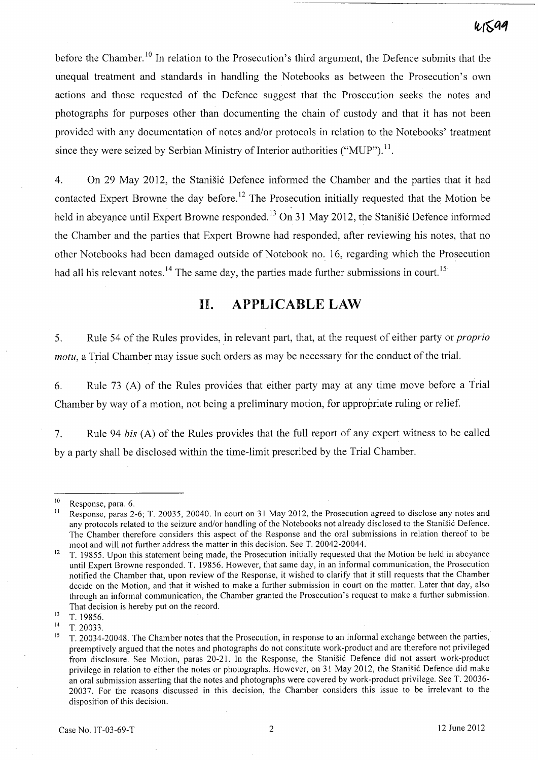before the Chamber.[10] In relation to the Prosecution's third argument, the Defence submits that the unequal treatment and standards in handling the Notebooks as between the Prosecution's own actions and those requested of the Defence suggest that the Prosecution seeks the notes and photographs for purposes other than documenting the chain of custody and that it has not been provided with any documentation of notes and/or protocols in relation to the Notebooks' treatment since they were seized by Serbian Ministry of Interior authorities ("MUP").[11].

4. On 29 May 2012, the Stanišić Defence informed the Chamber and the parties that it had contacted Expert Browne the day before.[12] The Prosecution initially requested that the Motion be held in abeyance until Expert Browne responded.[13] On 31 May 2012, the Stanišić Defence informed the Chamber and the parties that Expert Browne had responded, after reviewing his notes, that no other Notebooks had been damaged outside of Notebook no. 16, regarding which the Prosecution had all his relevant notes.[14] The same day, the parties made further submissions in court.[15]

## II. APPLICABLE LAW

5. Rule 54 of the Rules provides, in relevant part, that, at the request of either party or *proprio motu*, a Trial Chamber may issue such orders as may be necessary for the conduct of the trial.

6. Rule 73 (A) of the Rules provides that either party may at any time move before a Trial Chamber by way of a motion, not being a preliminary motion, for appropriate ruling or relief.

7. Rule 94 *bis* (A) of the Rules provides that the full report of any expert witness to be called by a party shall be disclosed within the time-limit prescribed by the Trial Chamber.

---

[10] Response, para. 6.

[11] Response, paras 2-6; T. 20035, 20040. In court on 31 May 2012, the Prosecution agreed to disclose any notes and any protocols related to the seizure and/or handling of the Notebooks not already disclosed to the Stanišić Defence. The Chamber therefore considers this aspect of the Response and the oral submissions in relation thereof to be moot and will not further address the matter in this decision. See T. 20042-20044.

[12] T. 19855. Upon this statement being made, the Prosecution initially requested that the Motion be held in abeyance until Expert Browne responded. T. 19856. However, that same day, in an informal communication, the Prosecution notified the Chamber that, upon review of the Response, it wished to clarify that it still requests that the Chamber decide on the Motion, and that it wished to make a further submission in court on the matter. Later that day, also through an informal communication, the Chamber granted the Prosecution's request to make a further submission. That decision is hereby put on the record.

[13] T. 19856.

[14] T. 20033.

[15] T. 20034-20048. The Chamber notes that the Prosecution, in response to an informal exchange between the parties, preemptively argued that the notes and photographs do not constitute work-product and are therefore not privileged from disclosure. See Motion, paras 20-21. In the Response, the Stanišić Defence did not assert work-product privilege in relation to either the notes or photographs. However, on 31 May 2012, the Stanišić Defence did make an oral submission asserting that the notes and photographs were covered by work-product privilege. See T. 20036-20037. For the reasons discussed in this decision, the Chamber considers this issue to be irrelevant to the disposition of this decision.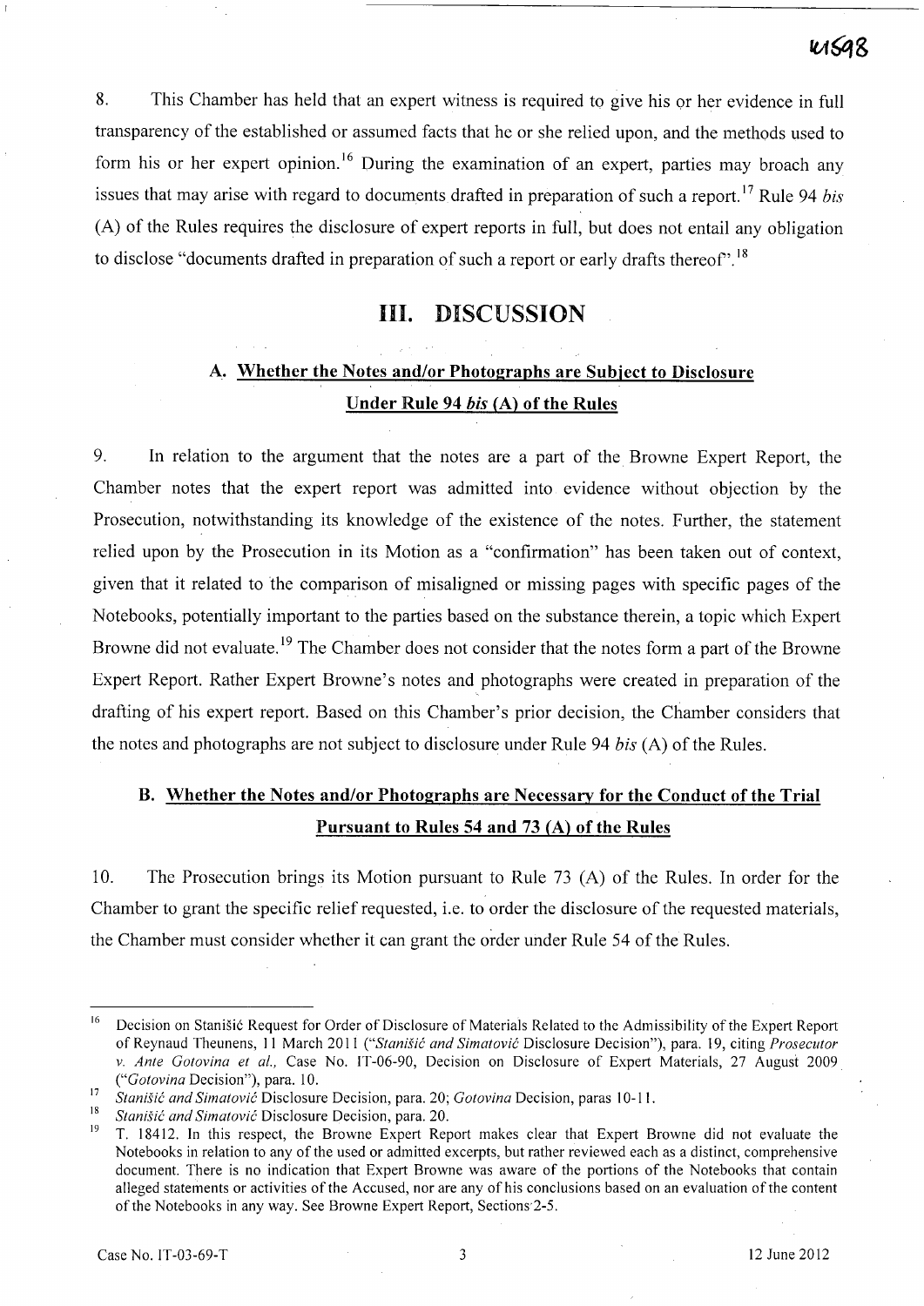8. This Chamber has held that an expert witness is required to give his or her evidence in full transparency of the established or assumed facts that he or she relied upon, and the methods used to form his or her expert opinion.[16] During the examination of an expert, parties may broach any issues that may arise with regard to documents drafted in preparation of such a report.[17] Rule 94 *bis* (A) of the Rules requires the disclosure of expert reports in full, but does not entail any obligation to disclose "documents drafted in preparation of such a report or early drafts thereof".[18]

# III. DISCUSSION

## A. Whether the Notes and/or Photographs are Subject to Disclosure Under Rule 94 *bis* (A) of the Rules

9. In relation to the argument that the notes are a part of the Browne Expert Report, the Chamber notes that the expert report was admitted into evidence without objection by the Prosecution, notwithstanding its knowledge of the existence of the notes. Further, the statement relied upon by the Prosecution in its Motion as a "confirmation" has been taken out of context, given that it related to the comparison of misaligned or missing pages with specific pages of the Notebooks, potentially important to the parties based on the substance therein, a topic which Expert Browne did not evaluate.[19] The Chamber does not consider that the notes form a part of the Browne Expert Report. Rather Expert Browne's notes and photographs were created in preparation of the drafting of his expert report. Based on this Chamber's prior decision, the Chamber considers that the notes and photographs are not subject to disclosure under Rule 94 *bis* (A) of the Rules.

## B. Whether the Notes and/or Photographs are Necessary for the Conduct of the Trial Pursuant to Rules 54 and 73 (A) of the Rules

10. The Prosecution brings its Motion pursuant to Rule 73 (A) of the Rules. In order for the Chamber to grant the specific relief requested, i.e. to order the disclosure of the requested materials, the Chamber must consider whether it can grant the order under Rule 54 of the Rules.

---

[16] Decision on Stanišić Request for Order of Disclosure of Materials Related to the Admissibility of the Expert Report of Reynaud Theunens, 11 March 2011 ("*Stanišić and Simatović* Disclosure Decision"), para. 19, citing *Prosecutor v. Ante Gotovina et al.*, Case No. IT-06-90, Decision on Disclosure of Expert Materials, 27 August 2009 ("*Gotovina* Decision"), para. 10.

[17] *Stanišić and Simatović* Disclosure Decision, para. 20; *Gotovina* Decision, paras 10-11.

[18] *Stanišić and Simatović* Disclosure Decision, para. 20.

[19] T. 18412. In this respect, the Browne Expert Report makes clear that Expert Browne did not evaluate the Notebooks in relation to any of the used or admitted excerpts, but rather reviewed each as a distinct, comprehensive document. There is no indication that Expert Browne was aware of the portions of the Notebooks that contain alleged statements or activities of the Accused, nor are any of his conclusions based on an evaluation of the content of the Notebooks in any way. See Browne Expert Report, Sections 2-5.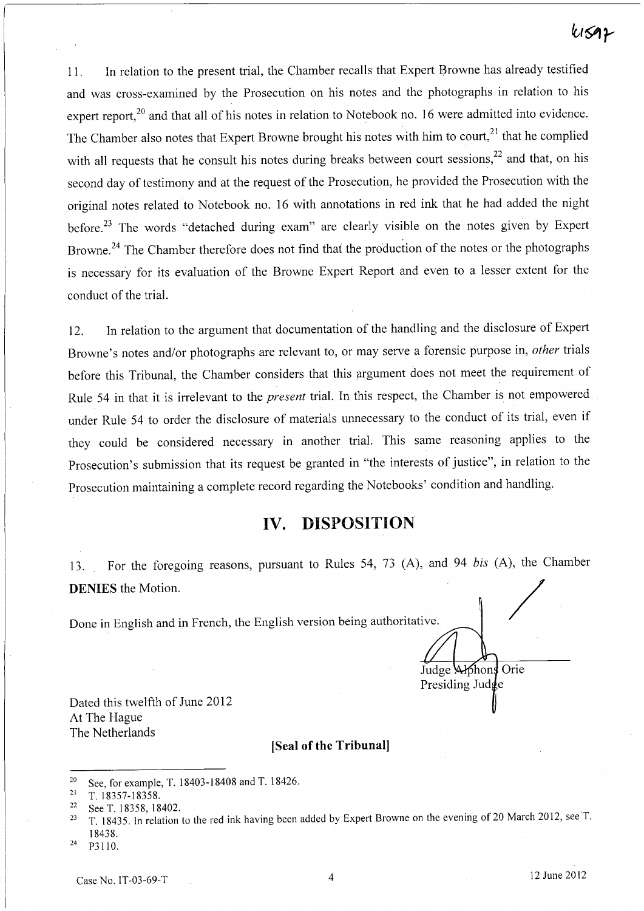11. In relation to the present trial, the Chamber recalls that Expert Browne has already testified and was cross-examined by the Prosecution on his notes and the photographs in relation to his expert report,[20] and that all of his notes in relation to Notebook no. 16 were admitted into evidence. The Chamber also notes that Expert Browne brought his notes with him to court,[21] that he complied with all requests that he consult his notes during breaks between court sessions,[22] and that, on his second day of testimony and at the request of the Prosecution, he provided the Prosecution with the original notes related to Notebook no. 16 with annotations in red ink that he had added the night before.[23] The words "detached during exam" are clearly visible on the notes given by Expert Browne.[24] The Chamber therefore does not find that the production of the notes or the photographs is necessary for its evaluation of the Browne Expert Report and even to a lesser extent for the conduct of the trial.

12. In relation to the argument that documentation of the handling and the disclosure of Expert Browne's notes and/or photographs are relevant to, or may serve a forensic purpose in, *other* trials before this Tribunal, the Chamber considers that this argument does not meet the requirement of Rule 54 in that it is irrelevant to the *present* trial. In this respect, the Chamber is not empowered under Rule 54 to order the disclosure of materials unnecessary to the conduct of its trial, even if they could be considered necessary in another trial. This same reasoning applies to the Prosecution's submission that its request be granted in "the interests of justice", in relation to the Prosecution maintaining a complete record regarding the Notebooks' condition and handling.

# IV. DISPOSITION

13. For the foregoing reasons, pursuant to Rules 54, 73 (A), and 94 *bis* (A), the Chamber **DENIES** the Motion.

Done in English and in French, the English version being authoritative.

Judge Alphons Orie
Presiding Judge

Dated this twelfth of June 2012
At The Hague
The Netherlands

**[Seal of the Tribunal]**

---

[20] See, for example, T. 18403-18408 and T. 18426.

[21] T. 18357-18358.

[22] See T. 18358, 18402.

[23] T. 18435. In relation to the red ink having been added by Expert Browne on the evening of 20 March 2012, see T. 18438.

[24] P3110.